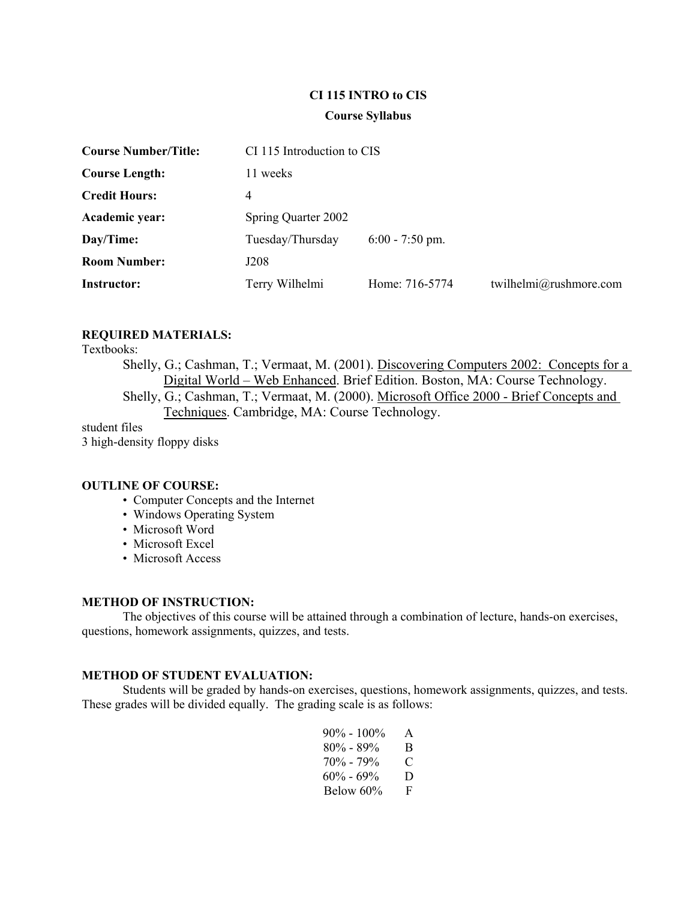# CI 115 INTRO to CIS

## Course Syllabus

| | | | |
|---|---|---|---|
| **Course Number/Title:** | CI 115 Introduction to CIS | | |
| **Course Length:** | 11 weeks | | |
| **Credit Hours:** | 4 | | |
| **Academic year:** | Spring Quarter 2002 | | |
| **Day/Time:** | Tuesday/Thursday | 6:00 - 7:50 pm. | |
| **Room Number:** | J208 | | |
| **Instructor:** | Terry Wilhelmi | Home: 716-5774 | twilhelmi@rushmore.com |

### REQUIRED MATERIALS:

Textbooks:

Shelly, G.; Cashman, T.; Vermaat, M. (2001). Discovering Computers 2002: Concepts for a Digital World – Web Enhanced. Brief Edition. Boston, MA: Course Technology.

Shelly, G.; Cashman, T.; Vermaat, M. (2000). Microsoft Office 2000 - Brief Concepts and Techniques. Cambridge, MA: Course Technology.

student files

3 high-density floppy disks

### OUTLINE OF COURSE:

- Computer Concepts and the Internet
- Windows Operating System
- Microsoft Word
- Microsoft Excel
- Microsoft Access

### METHOD OF INSTRUCTION:

The objectives of this course will be attained through a combination of lecture, hands-on exercises, questions, homework assignments, quizzes, and tests.

### METHOD OF STUDENT EVALUATION:

Students will be graded by hands-on exercises, questions, homework assignments, quizzes, and tests. These grades will be divided equally. The grading scale is as follows:

| | |
|---|---|
| 90% - 100% | A |
| 80% - 89% | B |
| 70% - 79% | C |
| 60% - 69% | D |
| Below 60% | F |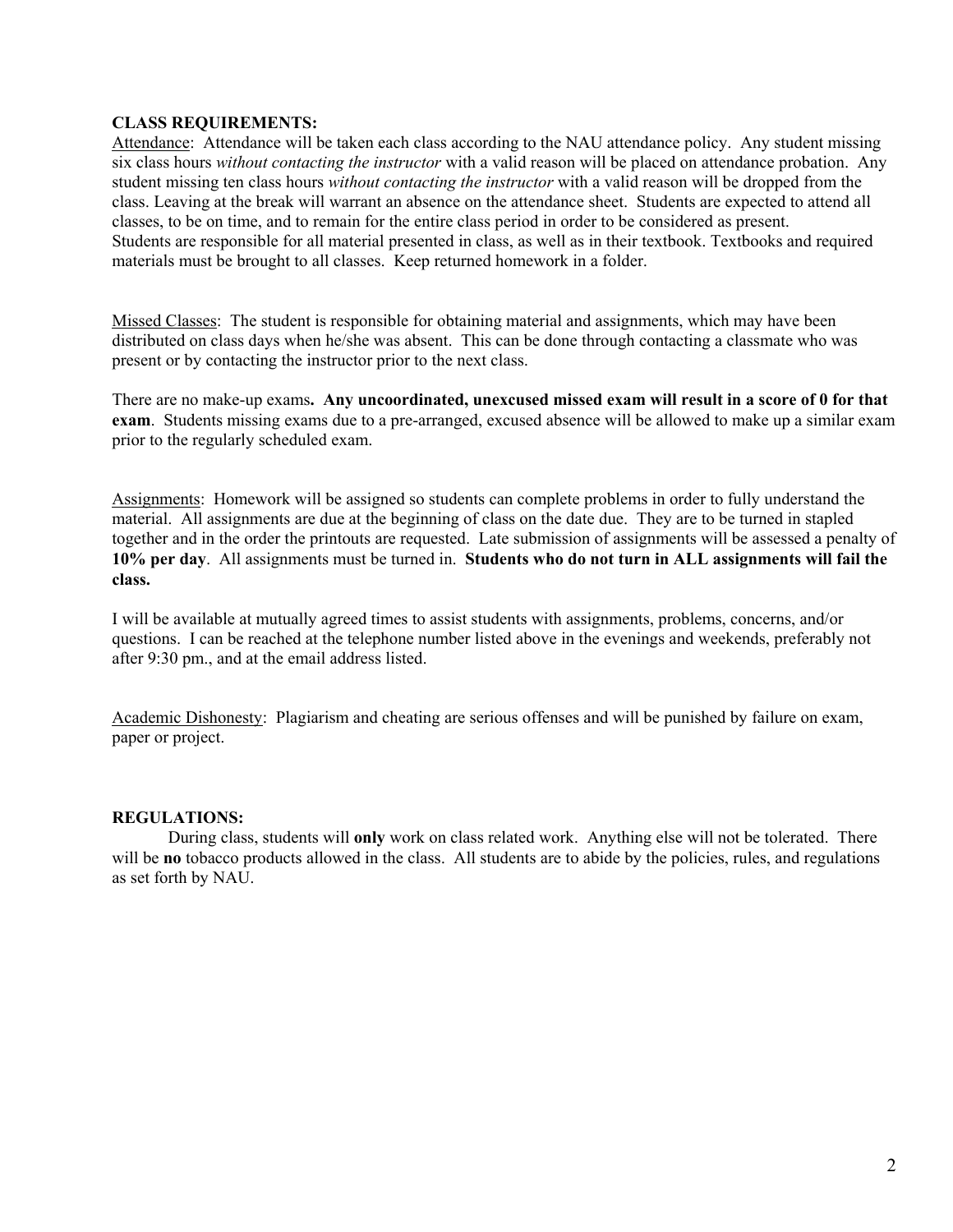**CLASS REQUIREMENTS:**

Attendance: Attendance will be taken each class according to the NAU attendance policy. Any student missing six class hours *without contacting the instructor* with a valid reason will be placed on attendance probation. Any student missing ten class hours *without contacting the instructor* with a valid reason will be dropped from the class. Leaving at the break will warrant an absence on the attendance sheet. Students are expected to attend all classes, to be on time, and to remain for the entire class period in order to be considered as present. Students are responsible for all material presented in class, as well as in their textbook. Textbooks and required materials must be brought to all classes. Keep returned homework in a folder.

Missed Classes: The student is responsible for obtaining material and assignments, which may have been distributed on class days when he/she was absent. This can be done through contacting a classmate who was present or by contacting the instructor prior to the next class.

There are no make-up exams**. Any uncoordinated, unexcused missed exam will result in a score of 0 for that exam**. Students missing exams due to a pre-arranged, excused absence will be allowed to make up a similar exam prior to the regularly scheduled exam.

Assignments: Homework will be assigned so students can complete problems in order to fully understand the material. All assignments are due at the beginning of class on the date due. They are to be turned in stapled together and in the order the printouts are requested. Late submission of assignments will be assessed a penalty of **10% per day**. All assignments must be turned in. **Students who do not turn in ALL assignments will fail the class.**

I will be available at mutually agreed times to assist students with assignments, problems, concerns, and/or questions. I can be reached at the telephone number listed above in the evenings and weekends, preferably not after 9:30 pm., and at the email address listed.

Academic Dishonesty: Plagiarism and cheating are serious offenses and will be punished by failure on exam, paper or project.

**REGULATIONS:**

During class, students will **only** work on class related work. Anything else will not be tolerated. There will be **no** tobacco products allowed in the class. All students are to abide by the policies, rules, and regulations as set forth by NAU.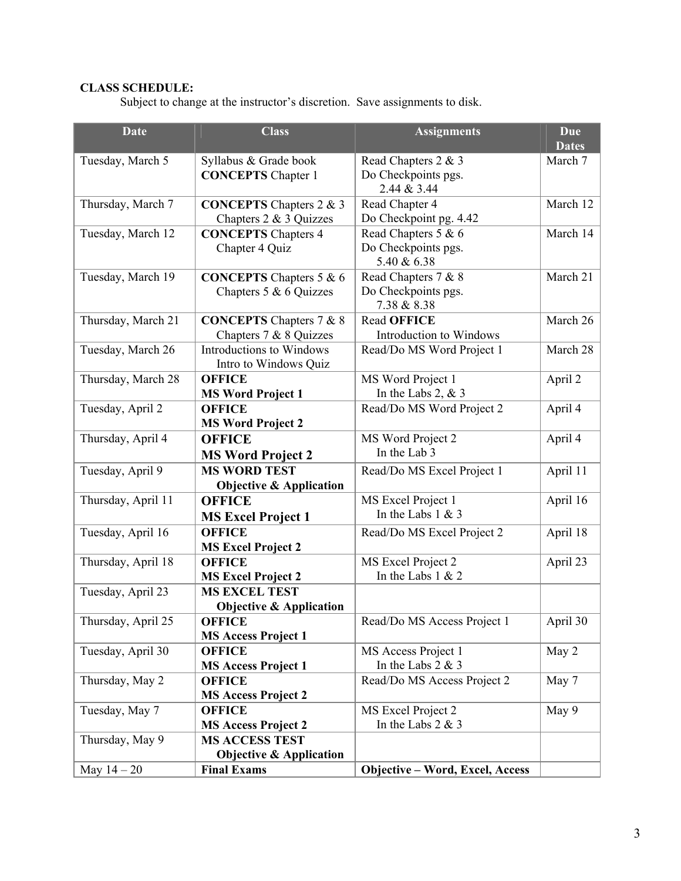**CLASS SCHEDULE:**

Subject to change at the instructor's discretion. Save assignments to disk.

| Date | Class | Assignments | Due Dates |
|---|---|---|---|
| Tuesday, March 5 | Syllabus & Grade book<br>**CONCEPTS** Chapter 1 | Read Chapters 2 & 3<br>Do Checkpoints pgs. 2.44 & 3.44 | March 7 |
| Thursday, March 7 | **CONCEPTS** Chapters 2 & 3<br>Chapters 2 & 3 Quizzes | Read Chapter 4<br>Do Checkpoint pg. 4.42 | March 12 |
| Tuesday, March 12 | **CONCEPTS** Chapters 4<br>Chapter 4 Quiz | Read Chapters 5 & 6<br>Do Checkpoints pgs. 5.40 & 6.38 | March 14 |
| Tuesday, March 19 | **CONCEPTS** Chapters 5 & 6<br>Chapters 5 & 6 Quizzes | Read Chapters 7 & 8<br>Do Checkpoints pgs. 7.38 & 8.38 | March 21 |
| Thursday, March 21 | **CONCEPTS** Chapters 7 & 8<br>Chapters 7 & 8 Quizzes | Read **OFFICE**<br>Introduction to Windows | March 26 |
| Tuesday, March 26 | Introductions to Windows<br>Intro to Windows Quiz | Read/Do MS Word Project 1 | March 28 |
| Thursday, March 28 | **OFFICE**<br>**MS Word Project 1** | MS Word Project 1<br>In the Labs 2, & 3 | April 2 |
| Tuesday, April 2 | **OFFICE**<br>**MS Word Project 2** | Read/Do MS Word Project 2 | April 4 |
| Thursday, April 4 | **OFFICE**<br>**MS Word Project 2** | MS Word Project 2<br>In the Lab 3 | April 4 |
| Tuesday, April 9 | **MS WORD TEST**<br>**Objective & Application** | Read/Do MS Excel Project 1 | April 11 |
| Thursday, April 11 | **OFFICE**<br>**MS Excel Project 1** | MS Excel Project 1<br>In the Labs 1 & 3 | April 16 |
| Tuesday, April 16 | **OFFICE**<br>**MS Excel Project 2** | Read/Do MS Excel Project 2 | April 18 |
| Thursday, April 18 | **OFFICE**<br>**MS Excel Project 2** | MS Excel Project 2<br>In the Labs 1 & 2 | April 23 |
| Tuesday, April 23 | **MS EXCEL TEST**<br>**Objective & Application** | | |
| Thursday, April 25 | **OFFICE**<br>**MS Access Project 1** | Read/Do MS Access Project 1 | April 30 |
| Tuesday, April 30 | **OFFICE**<br>**MS Access Project 1** | MS Access Project 1<br>In the Labs 2 & 3 | May 2 |
| Thursday, May 2 | **OFFICE**<br>**MS Access Project 2** | Read/Do MS Access Project 2 | May 7 |
| Tuesday, May 7 | **OFFICE**<br>**MS Access Project 2** | MS Excel Project 2<br>In the Labs 2 & 3 | May 9 |
| Thursday, May 9 | **MS ACCESS TEST**<br>**Objective & Application** | | |
| May 14 – 20 | **Final Exams** | **Objective – Word, Excel, Access** | |